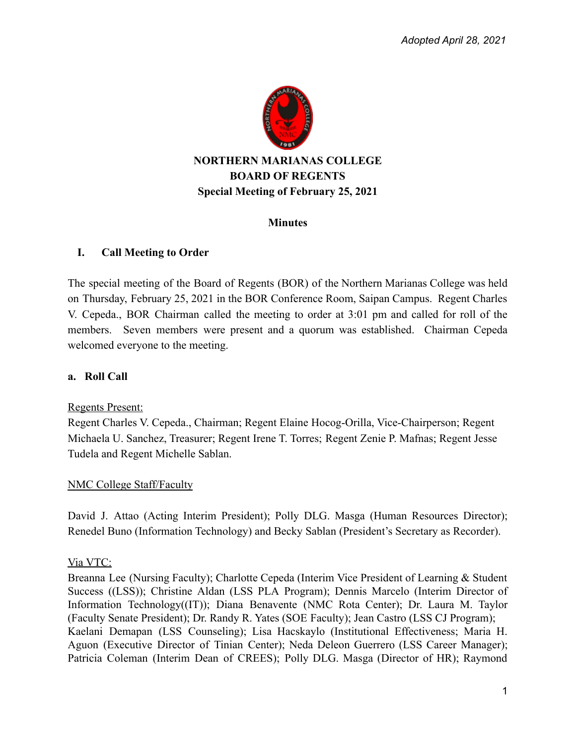*Adopted April 28, 2021*

**NORTHERN MARIANAS COLLEGE**
**BOARD OF REGENTS**
**Special Meeting of February 25, 2021**

**Minutes**

## I. Call Meeting to Order

The special meeting of the Board of Regents (BOR) of the Northern Marianas College was held on Thursday, February 25, 2021 in the BOR Conference Room, Saipan Campus. Regent Charles V. Cepeda., BOR Chairman called the meeting to order at 3:01 pm and called for roll of the members. Seven members were present and a quorum was established. Chairman Cepeda welcomed everyone to the meeting.

### a. Roll Call

Regents Present:
Regent Charles V. Cepeda., Chairman; Regent Elaine Hocog-Orilla, Vice-Chairperson; Regent Michaela U. Sanchez, Treasurer; Regent Irene T. Torres; Regent Zenie P. Mafnas; Regent Jesse Tudela and Regent Michelle Sablan.

NMC College Staff/Faculty

David J. Attao (Acting Interim President); Polly DLG. Masga (Human Resources Director); Renedel Buno (Information Technology) and Becky Sablan (President's Secretary as Recorder).

Via VTC:
Breanna Lee (Nursing Faculty); Charlotte Cepeda (Interim Vice President of Learning & Student Success ((LSS)); Christine Aldan (LSS PLA Program); Dennis Marcelo (Interim Director of Information Technology((IT)); Diana Benavente (NMC Rota Center); Dr. Laura M. Taylor (Faculty Senate President); Dr. Randy R. Yates (SOE Faculty); Jean Castro (LSS CJ Program); Kaelani Demapan (LSS Counseling); Lisa Hacskaylo (Institutional Effectiveness; Maria H. Aguon (Executive Director of Tinian Center); Neda Deleon Guerrero (LSS Career Manager); Patricia Coleman (Interim Dean of CREES); Polly DLG. Masga (Director of HR); Raymond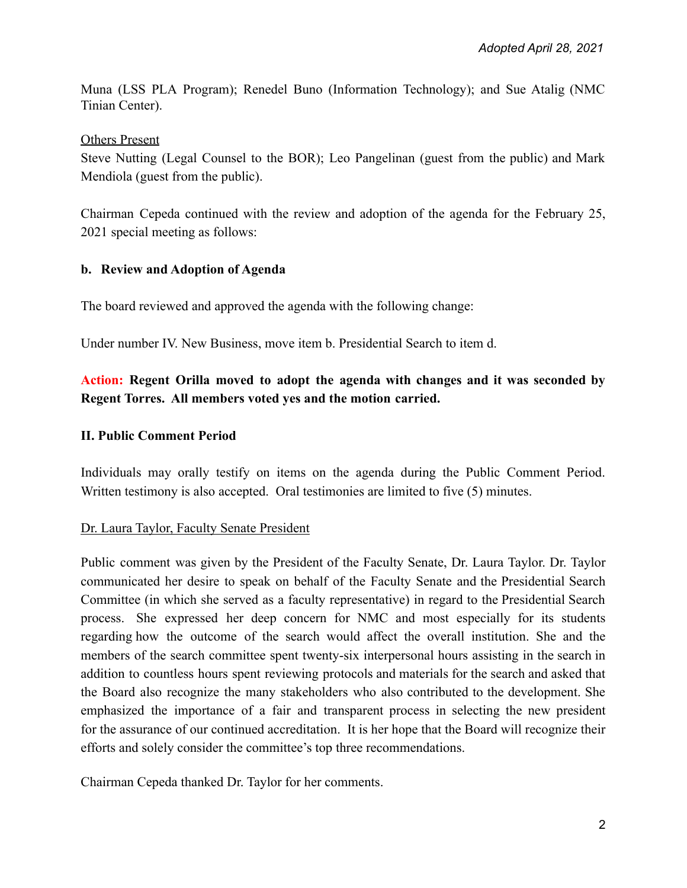*Adopted April 28, 2021*

Muna (LSS PLA Program); Renedel Buno (Information Technology); and Sue Atalig (NMC Tinian Center).

Others Present

Steve Nutting (Legal Counsel to the BOR); Leo Pangelinan (guest from the public) and Mark Mendiola (guest from the public).

Chairman Cepeda continued with the review and adoption of the agenda for the February 25, 2021 special meeting as follows:

**b. Review and Adoption of Agenda**

The board reviewed and approved the agenda with the following change:

Under number IV. New Business, move item b. Presidential Search to item d.

**Action: Regent Orilla moved to adopt the agenda with changes and it was seconded by Regent Torres. All members voted yes and the motion carried.**

**II. Public Comment Period**

Individuals may orally testify on items on the agenda during the Public Comment Period. Written testimony is also accepted. Oral testimonies are limited to five (5) minutes.

Dr. Laura Taylor, Faculty Senate President

Public comment was given by the President of the Faculty Senate, Dr. Laura Taylor. Dr. Taylor communicated her desire to speak on behalf of the Faculty Senate and the Presidential Search Committee (in which she served as a faculty representative) in regard to the Presidential Search process. She expressed her deep concern for NMC and most especially for its students regarding how the outcome of the search would affect the overall institution. She and the members of the search committee spent twenty-six interpersonal hours assisting in the search in addition to countless hours spent reviewing protocols and materials for the search and asked that the Board also recognize the many stakeholders who also contributed to the development. She emphasized the importance of a fair and transparent process in selecting the new president for the assurance of our continued accreditation. It is her hope that the Board will recognize their efforts and solely consider the committee's top three recommendations.

Chairman Cepeda thanked Dr. Taylor for her comments.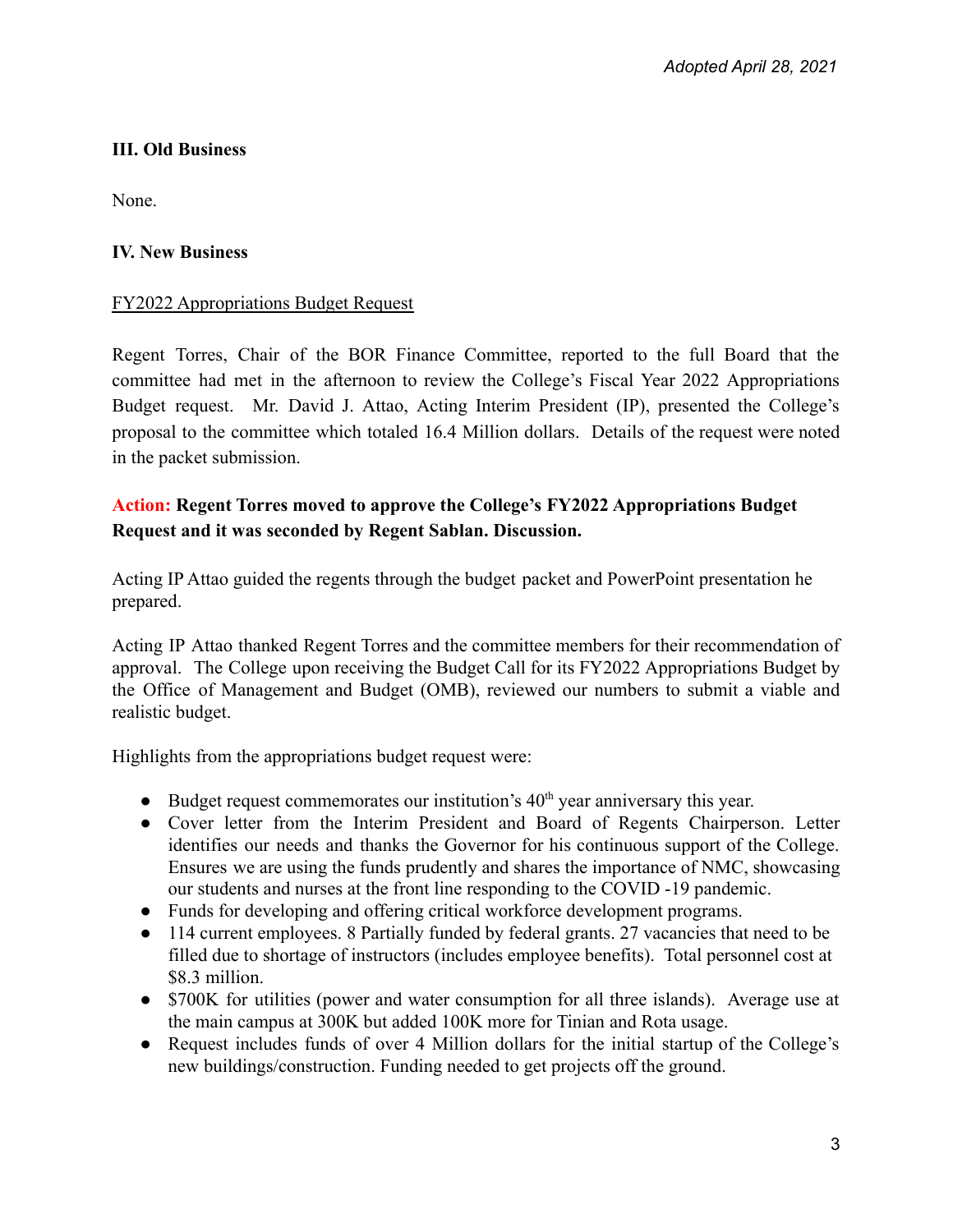*Adopted April 28, 2021*

**III. Old Business**

None.

**IV. New Business**

FY2022 Appropriations Budget Request

Regent Torres, Chair of the BOR Finance Committee, reported to the full Board that the committee had met in the afternoon to review the College's Fiscal Year 2022 Appropriations Budget request. Mr. David J. Attao, Acting Interim President (IP), presented the College's proposal to the committee which totaled 16.4 Million dollars. Details of the request were noted in the packet submission.

**Action: Regent Torres moved to approve the College's FY2022 Appropriations Budget Request and it was seconded by Regent Sablan. Discussion.**

Acting IP Attao guided the regents through the budget packet and PowerPoint presentation he prepared.

Acting IP Attao thanked Regent Torres and the committee members for their recommendation of approval. The College upon receiving the Budget Call for its FY2022 Appropriations Budget by the Office of Management and Budget (OMB), reviewed our numbers to submit a viable and realistic budget.

Highlights from the appropriations budget request were:

- Budget request commemorates our institution's 40th year anniversary this year.
- Cover letter from the Interim President and Board of Regents Chairperson. Letter identifies our needs and thanks the Governor for his continuous support of the College. Ensures we are using the funds prudently and shares the importance of NMC, showcasing our students and nurses at the front line responding to the COVID -19 pandemic.
- Funds for developing and offering critical workforce development programs.
- 114 current employees. 8 Partially funded by federal grants. 27 vacancies that need to be filled due to shortage of instructors (includes employee benefits). Total personnel cost at $8.3 million.
- $700K for utilities (power and water consumption for all three islands). Average use at the main campus at 300K but added 100K more for Tinian and Rota usage.
- Request includes funds of over 4 Million dollars for the initial startup of the College's new buildings/construction. Funding needed to get projects off the ground.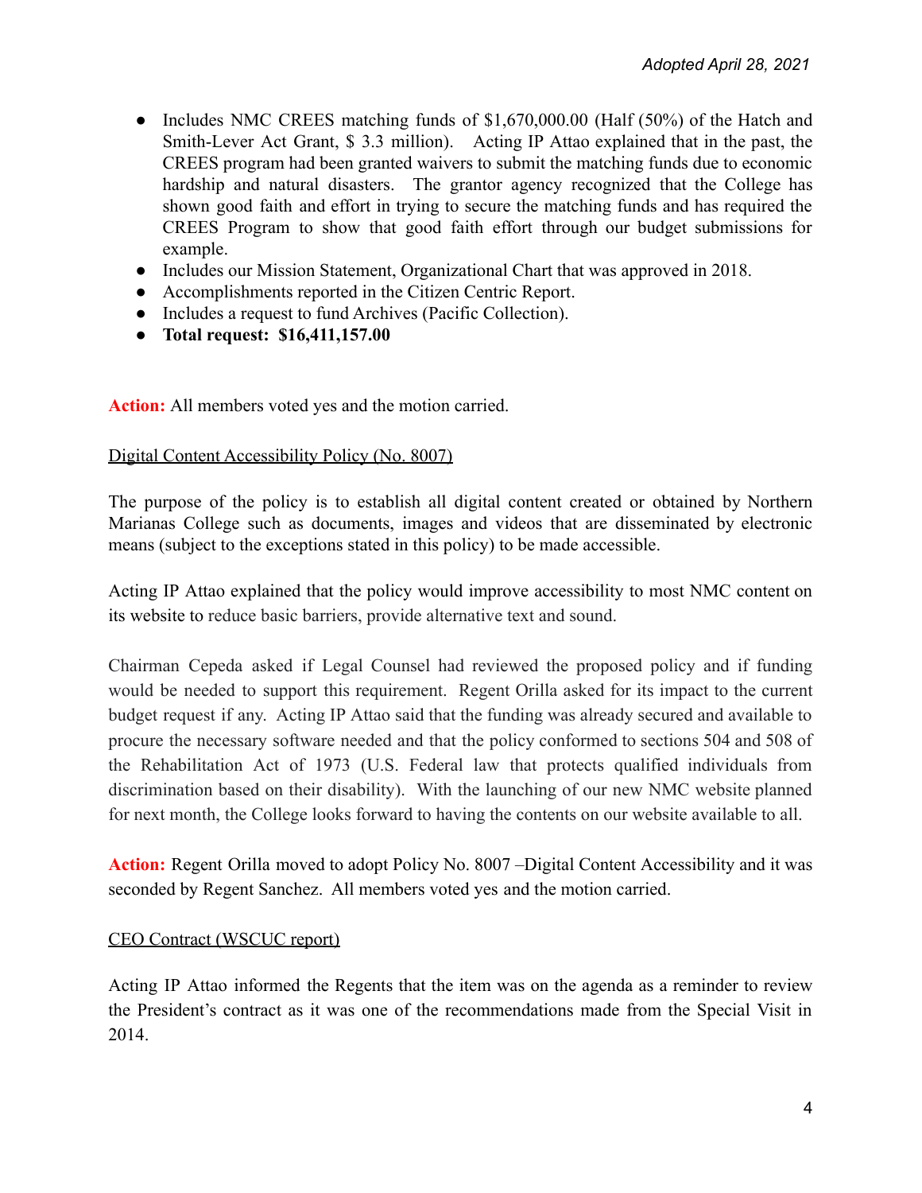- Includes NMC CREES matching funds of $1,670,000.00 (Half (50%) of the Hatch and Smith-Lever Act Grant, $ 3.3 million). Acting IP Attao explained that in the past, the CREES program had been granted waivers to submit the matching funds due to economic hardship and natural disasters. The grantor agency recognized that the College has shown good faith and effort in trying to secure the matching funds and has required the CREES Program to show that good faith effort through our budget submissions for example.
- Includes our Mission Statement, Organizational Chart that was approved in 2018.
- Accomplishments reported in the Citizen Centric Report.
- Includes a request to fund Archives (Pacific Collection).
- **Total request: $16,411,157.00**

**Action:** All members voted yes and the motion carried.

Digital Content Accessibility Policy (No. 8007)

The purpose of the policy is to establish all digital content created or obtained by Northern Marianas College such as documents, images and videos that are disseminated by electronic means (subject to the exceptions stated in this policy) to be made accessible.

Acting IP Attao explained that the policy would improve accessibility to most NMC content on its website to reduce basic barriers, provide alternative text and sound.

Chairman Cepeda asked if Legal Counsel had reviewed the proposed policy and if funding would be needed to support this requirement. Regent Orilla asked for its impact to the current budget request if any. Acting IP Attao said that the funding was already secured and available to procure the necessary software needed and that the policy conformed to sections 504 and 508 of the Rehabilitation Act of 1973 (U.S. Federal law that protects qualified individuals from discrimination based on their disability). With the launching of our new NMC website planned for next month, the College looks forward to having the contents on our website available to all.

**Action:** Regent Orilla moved to adopt Policy No. 8007 –Digital Content Accessibility and it was seconded by Regent Sanchez. All members voted yes and the motion carried.

CEO Contract (WSCUC report)

Acting IP Attao informed the Regents that the item was on the agenda as a reminder to review the President's contract as it was one of the recommendations made from the Special Visit in 2014.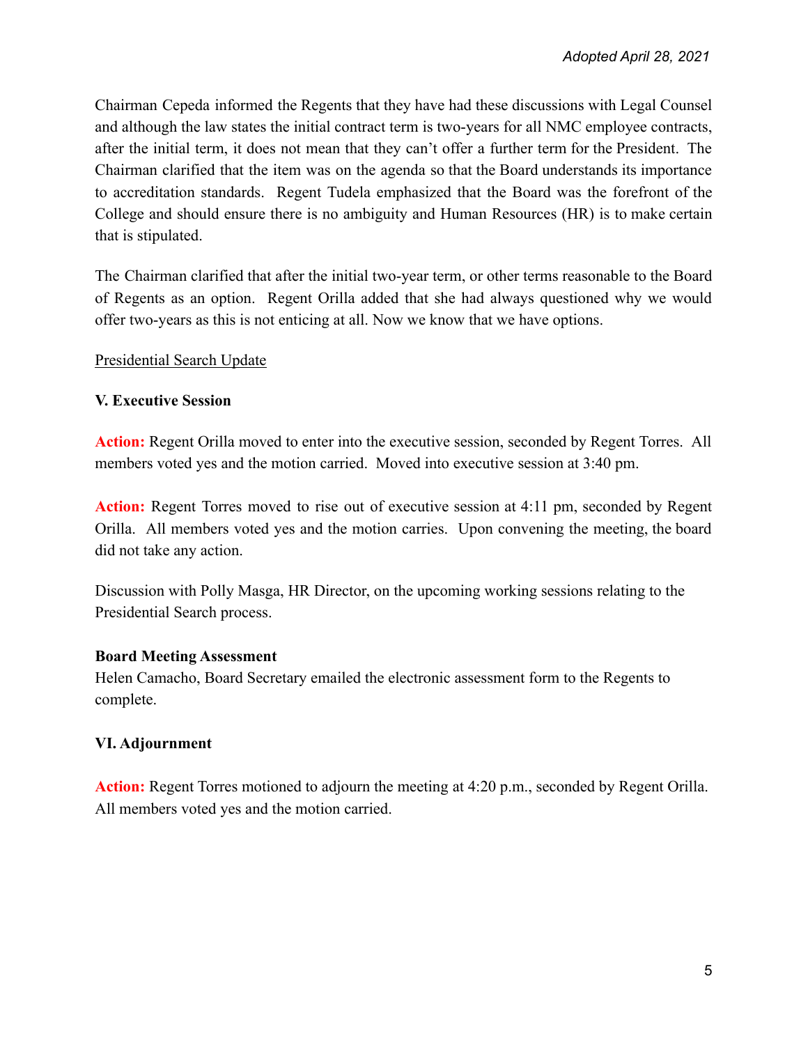*Adopted April 28, 2021*

Chairman Cepeda informed the Regents that they have had these discussions with Legal Counsel and although the law states the initial contract term is two-years for all NMC employee contracts, after the initial term, it does not mean that they can't offer a further term for the President. The Chairman clarified that the item was on the agenda so that the Board understands its importance to accreditation standards. Regent Tudela emphasized that the Board was the forefront of the College and should ensure there is no ambiguity and Human Resources (HR) is to make certain that is stipulated.

The Chairman clarified that after the initial two-year term, or other terms reasonable to the Board of Regents as an option. Regent Orilla added that she had always questioned why we would offer two-years as this is not enticing at all. Now we know that we have options.

<u>Presidential Search Update</u>

**V. Executive Session**

**Action:** Regent Orilla moved to enter into the executive session, seconded by Regent Torres. All members voted yes and the motion carried. Moved into executive session at 3:40 pm.

**Action:** Regent Torres moved to rise out of executive session at 4:11 pm, seconded by Regent Orilla. All members voted yes and the motion carries. Upon convening the meeting, the board did not take any action.

Discussion with Polly Masga, HR Director, on the upcoming working sessions relating to the Presidential Search process.

**Board Meeting Assessment**
Helen Camacho, Board Secretary emailed the electronic assessment form to the Regents to complete.

**VI. Adjournment**

**Action:** Regent Torres motioned to adjourn the meeting at 4:20 p.m., seconded by Regent Orilla. All members voted yes and the motion carried.